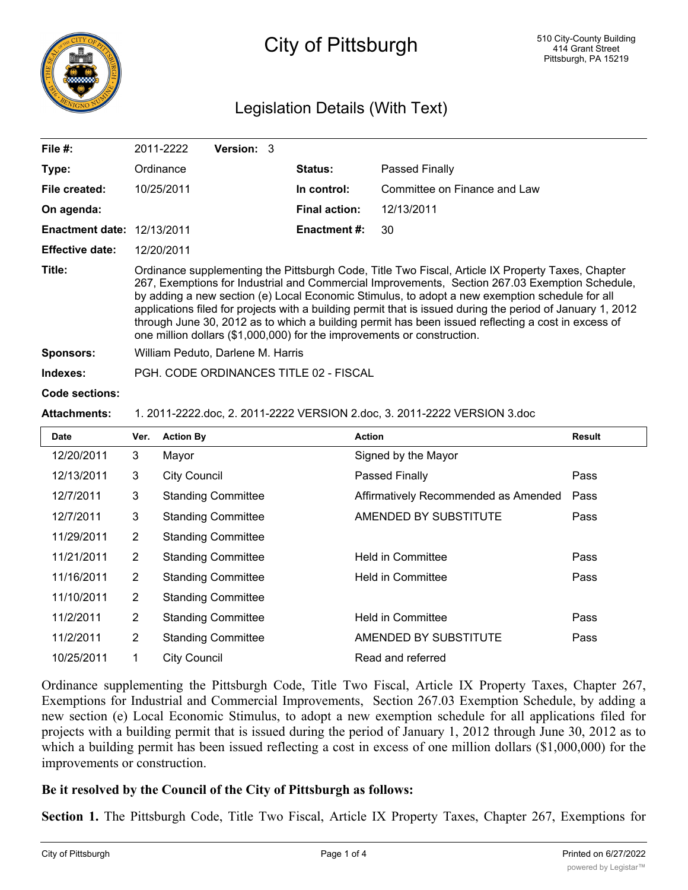# City of Pittsburgh

510 City-County Building
414 Grant Street
Pittsburgh, PA 15219

## Legislation Details (With Text)

| | | | |
|---|---|---|---|
| **File #:** | 2011-2222 **Version:** 3 | | |
| **Type:** | Ordinance | **Status:** | Passed Finally |
| **File created:** | 10/25/2011 | **In control:** | Committee on Finance and Law |
| **On agenda:** | | **Final action:** | 12/13/2011 |
| **Enactment date:** | 12/13/2011 | **Enactment #:** | 30 |
| **Effective date:** | 12/20/2011 | | |

**Title:** Ordinance supplementing the Pittsburgh Code, Title Two Fiscal, Article IX Property Taxes, Chapter 267, Exemptions for Industrial and Commercial Improvements, Section 267.03 Exemption Schedule, by adding a new section (e) Local Economic Stimulus, to adopt a new exemption schedule for all applications filed for projects with a building permit that is issued during the period of January 1, 2012 through June 30, 2012 as to which a building permit has been issued reflecting a cost in excess of one million dollars ($1,000,000) for the improvements or construction.

**Sponsors:** William Peduto, Darlene M. Harris

**Indexes:** PGH. CODE ORDINANCES TITLE 02 - FISCAL

**Code sections:**

**Attachments:** 1. 2011-2222.doc, 2. 2011-2222 VERSION 2.doc, 3. 2011-2222 VERSION 3.doc

| Date | Ver. | Action By | Action | Result |
|---|---|---|---|---|
| 12/20/2011 | 3 | Mayor | Signed by the Mayor | |
| 12/13/2011 | 3 | City Council | Passed Finally | Pass |
| 12/7/2011 | 3 | Standing Committee | Affirmatively Recommended as Amended | Pass |
| 12/7/2011 | 3 | Standing Committee | AMENDED BY SUBSTITUTE | Pass |
| 11/29/2011 | 2 | Standing Committee | | |
| 11/21/2011 | 2 | Standing Committee | Held in Committee | Pass |
| 11/16/2011 | 2 | Standing Committee | Held in Committee | Pass |
| 11/10/2011 | 2 | Standing Committee | | |
| 11/2/2011 | 2 | Standing Committee | Held in Committee | Pass |
| 11/2/2011 | 2 | Standing Committee | AMENDED BY SUBSTITUTE | Pass |
| 10/25/2011 | 1 | City Council | Read and referred | |

Ordinance supplementing the Pittsburgh Code, Title Two Fiscal, Article IX Property Taxes, Chapter 267, Exemptions for Industrial and Commercial Improvements, Section 267.03 Exemption Schedule, by adding a new section (e) Local Economic Stimulus, to adopt a new exemption schedule for all applications filed for projects with a building permit that is issued during the period of January 1, 2012 through June 30, 2012 as to which a building permit has been issued reflecting a cost in excess of one million dollars ($1,000,000) for the improvements or construction.

**Be it resolved by the Council of the City of Pittsburgh as follows:**

**Section 1.** The Pittsburgh Code, Title Two Fiscal, Article IX Property Taxes, Chapter 267, Exemptions for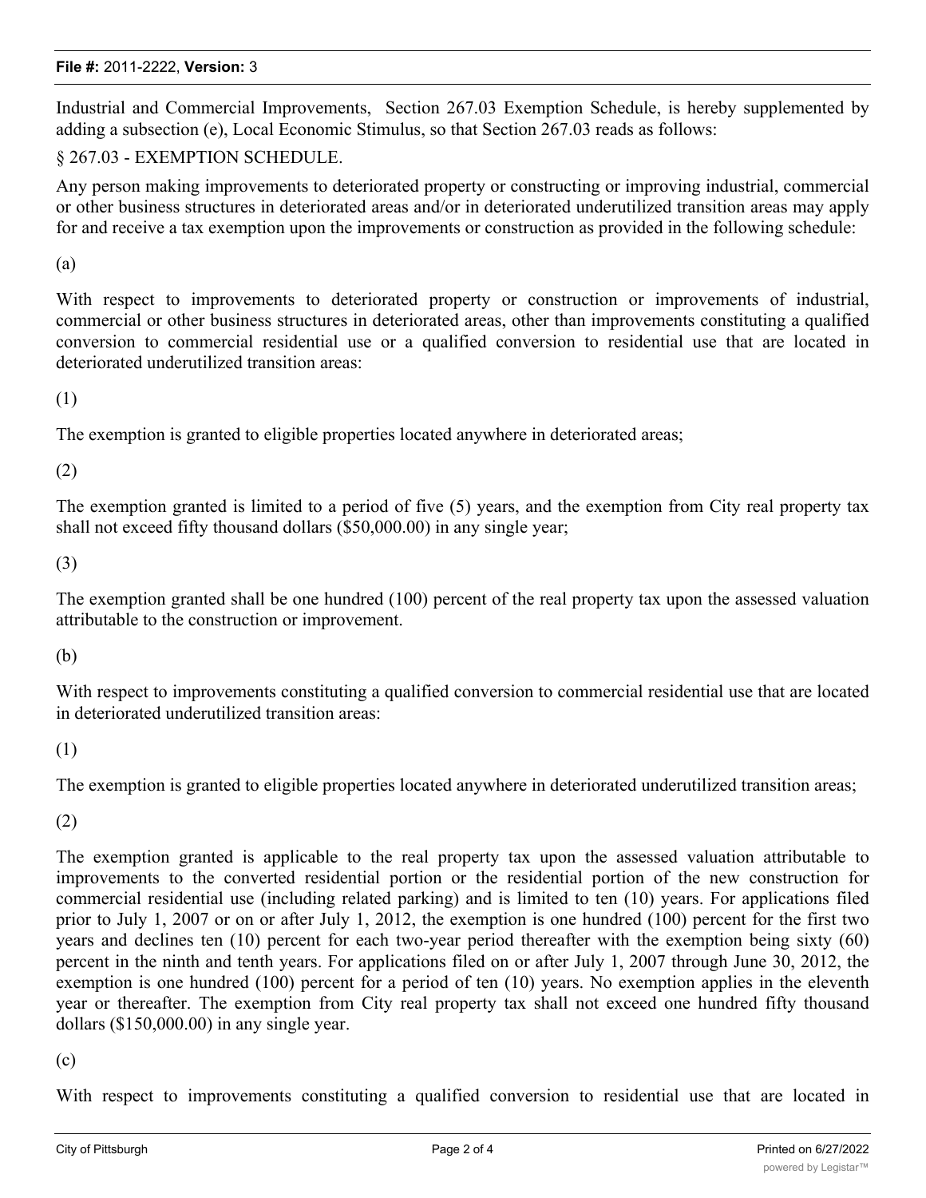Industrial and Commercial Improvements, Section 267.03 Exemption Schedule, is hereby supplemented by adding a subsection (e), Local Economic Stimulus, so that Section 267.03 reads as follows:

§ 267.03 - EXEMPTION SCHEDULE.

Any person making improvements to deteriorated property or constructing or improving industrial, commercial or other business structures in deteriorated areas and/or in deteriorated underutilized transition areas may apply for and receive a tax exemption upon the improvements or construction as provided in the following schedule:

(a)

With respect to improvements to deteriorated property or construction or improvements of industrial, commercial or other business structures in deteriorated areas, other than improvements constituting a qualified conversion to commercial residential use or a qualified conversion to residential use that are located in deteriorated underutilized transition areas:

(1)

The exemption is granted to eligible properties located anywhere in deteriorated areas;

(2)

The exemption granted is limited to a period of five (5) years, and the exemption from City real property tax shall not exceed fifty thousand dollars ($50,000.00) in any single year;

(3)

The exemption granted shall be one hundred (100) percent of the real property tax upon the assessed valuation attributable to the construction or improvement.

(b)

With respect to improvements constituting a qualified conversion to commercial residential use that are located in deteriorated underutilized transition areas:

(1)

The exemption is granted to eligible properties located anywhere in deteriorated underutilized transition areas;

(2)

The exemption granted is applicable to the real property tax upon the assessed valuation attributable to improvements to the converted residential portion or the residential portion of the new construction for commercial residential use (including related parking) and is limited to ten (10) years. For applications filed prior to July 1, 2007 or on or after July 1, 2012, the exemption is one hundred (100) percent for the first two years and declines ten (10) percent for each two-year period thereafter with the exemption being sixty (60) percent in the ninth and tenth years. For applications filed on or after July 1, 2007 through June 30, 2012, the exemption is one hundred (100) percent for a period of ten (10) years. No exemption applies in the eleventh year or thereafter. The exemption from City real property tax shall not exceed one hundred fifty thousand dollars ($150,000.00) in any single year.

(c)

With respect to improvements constituting a qualified conversion to residential use that are located in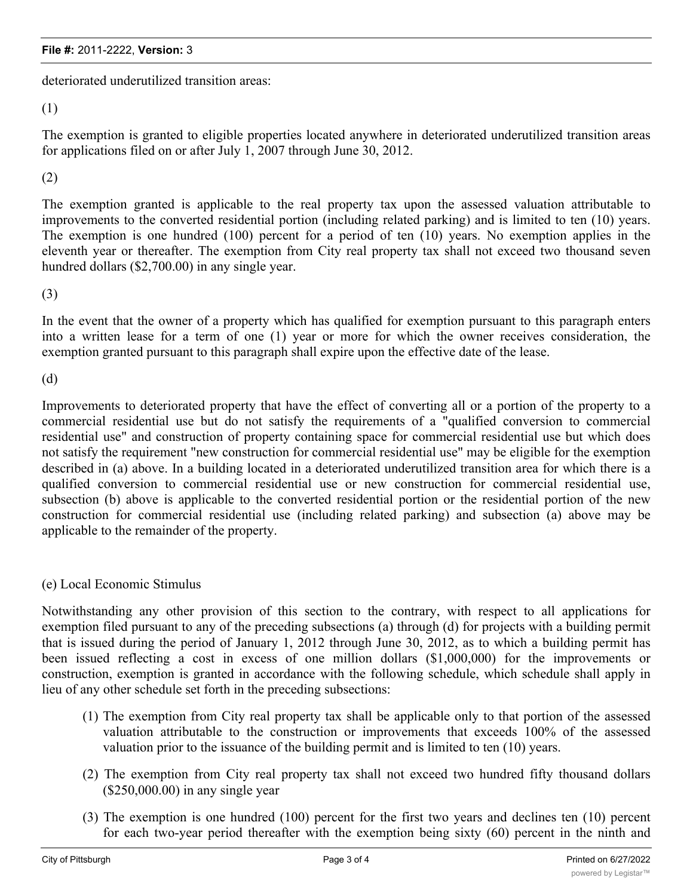deteriorated underutilized transition areas:

(1)

The exemption is granted to eligible properties located anywhere in deteriorated underutilized transition areas for applications filed on or after July 1, 2007 through June 30, 2012.

(2)

The exemption granted is applicable to the real property tax upon the assessed valuation attributable to improvements to the converted residential portion (including related parking) and is limited to ten (10) years. The exemption is one hundred (100) percent for a period of ten (10) years. No exemption applies in the eleventh year or thereafter. The exemption from City real property tax shall not exceed two thousand seven hundred dollars ($2,700.00) in any single year.

(3)

In the event that the owner of a property which has qualified for exemption pursuant to this paragraph enters into a written lease for a term of one (1) year or more for which the owner receives consideration, the exemption granted pursuant to this paragraph shall expire upon the effective date of the lease.

(d)

Improvements to deteriorated property that have the effect of converting all or a portion of the property to a commercial residential use but do not satisfy the requirements of a "qualified conversion to commercial residential use" and construction of property containing space for commercial residential use but which does not satisfy the requirement "new construction for commercial residential use" may be eligible for the exemption described in (a) above. In a building located in a deteriorated underutilized transition area for which there is a qualified conversion to commercial residential use or new construction for commercial residential use, subsection (b) above is applicable to the converted residential portion or the residential portion of the new construction for commercial residential use (including related parking) and subsection (a) above may be applicable to the remainder of the property.

(e) Local Economic Stimulus

Notwithstanding any other provision of this section to the contrary, with respect to all applications for exemption filed pursuant to any of the preceding subsections (a) through (d) for projects with a building permit that is issued during the period of January 1, 2012 through June 30, 2012, as to which a building permit has been issued reflecting a cost in excess of one million dollars ($1,000,000) for the improvements or construction, exemption is granted in accordance with the following schedule, which schedule shall apply in lieu of any other schedule set forth in the preceding subsections:

(1) The exemption from City real property tax shall be applicable only to that portion of the assessed valuation attributable to the construction or improvements that exceeds 100% of the assessed valuation prior to the issuance of the building permit and is limited to ten (10) years.

(2) The exemption from City real property tax shall not exceed two hundred fifty thousand dollars ($250,000.00) in any single year

(3) The exemption is one hundred (100) percent for the first two years and declines ten (10) percent for each two-year period thereafter with the exemption being sixty (60) percent in the ninth and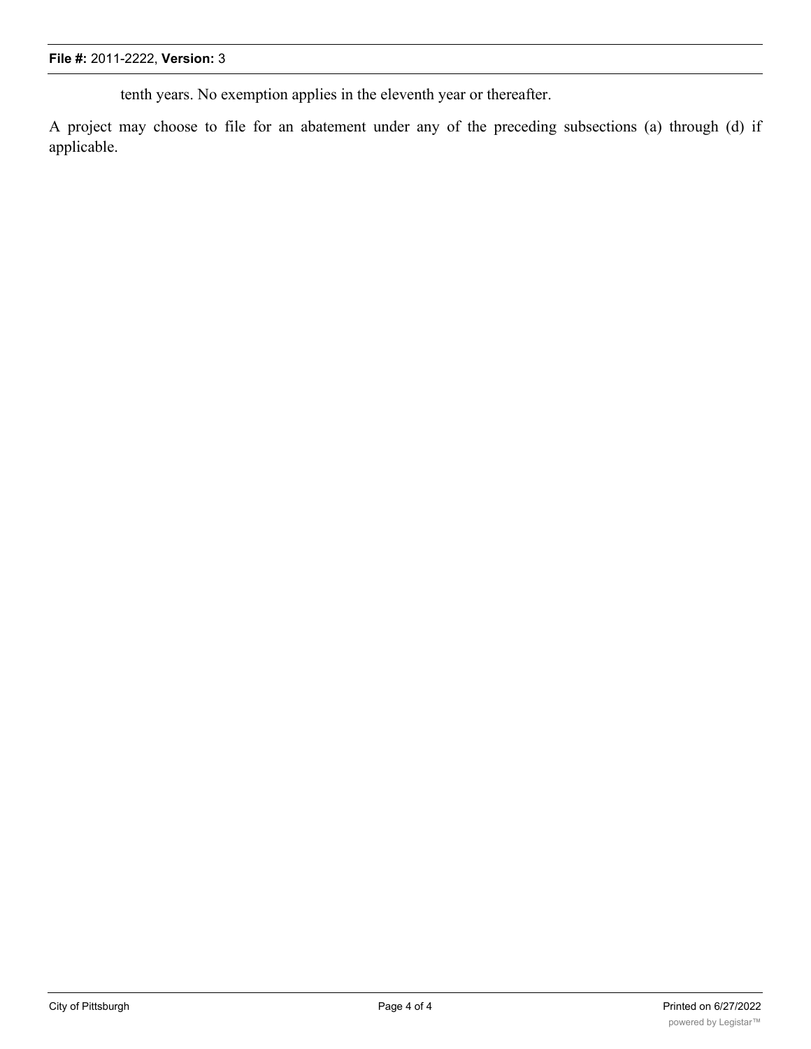tenth years. No exemption applies in the eleventh year or thereafter.

A project may choose to file for an abatement under any of the preceding subsections (a) through (d) if applicable.